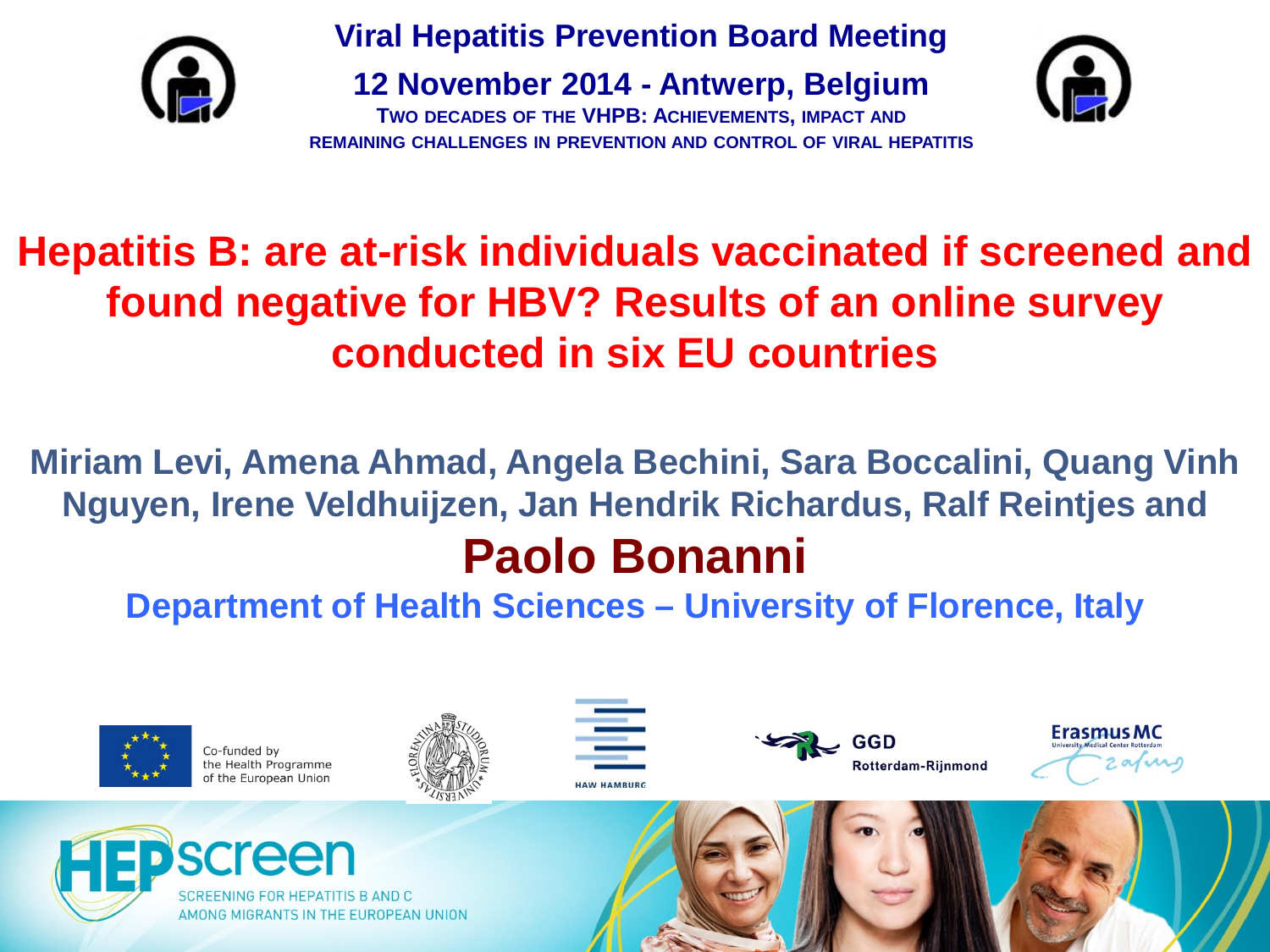**Viral Hepatitis Prevention Board Meeting**

**12 November 2014 - Antwerp, Belgium**

**TWO DECADES OF THE VHPB: ACHIEVEMENTS, IMPACT AND REMAINING CHALLENGES IN PREVENTION AND CONTROL OF VIRAL HEPATITIS**

# Hepatitis B: are at-risk individuals vaccinated if screened and found negative for HBV? Results of an online survey conducted in six EU countries

**Miriam Levi, Amena Ahmad, Angela Bechini, Sara Boccalini, Quang Vinh Nguyen, Irene Veldhuijzen, Jan Hendrik Richardus, Ralf Reintjes and**

## Paolo Bonanni

**Department of Health Sciences – University of Florence, Italy**

Co-funded by the Health Programme of the European Union

HAW HAMBURG

GGD Rotterdam-Rijnmond

Erasmus MC University Medical Center Rotterdam

HEPscreen

SCREENING FOR HEPATITIS B AND C AMONG MIGRANTS IN THE EUROPEAN UNION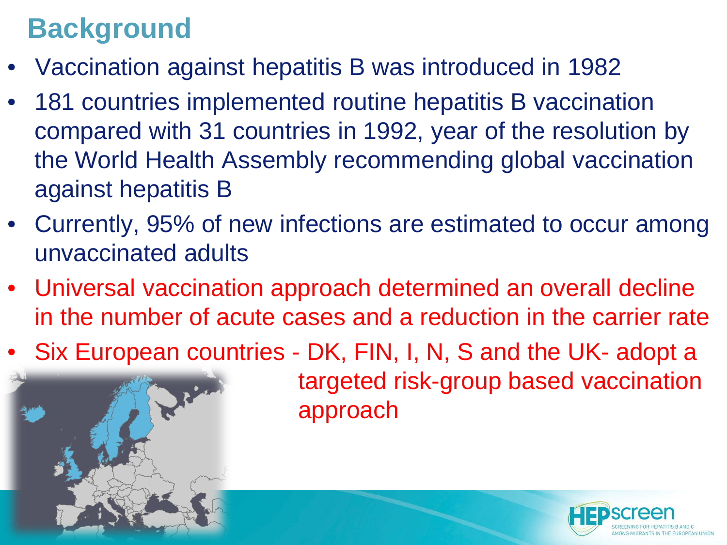# Background

- Vaccination against hepatitis B was introduced in 1982
- 181 countries implemented routine hepatitis B vaccination compared with 31 countries in 1992, year of the resolution by the World Health Assembly recommending global vaccination against hepatitis B
- Currently, 95% of new infections are estimated to occur among unvaccinated adults
- Universal vaccination approach determined an overall decline in the number of acute cases and a reduction in the carrier rate
- Six European countries - DK, FIN, I, N, S and the UK- adopt a targeted risk-group based vaccination approach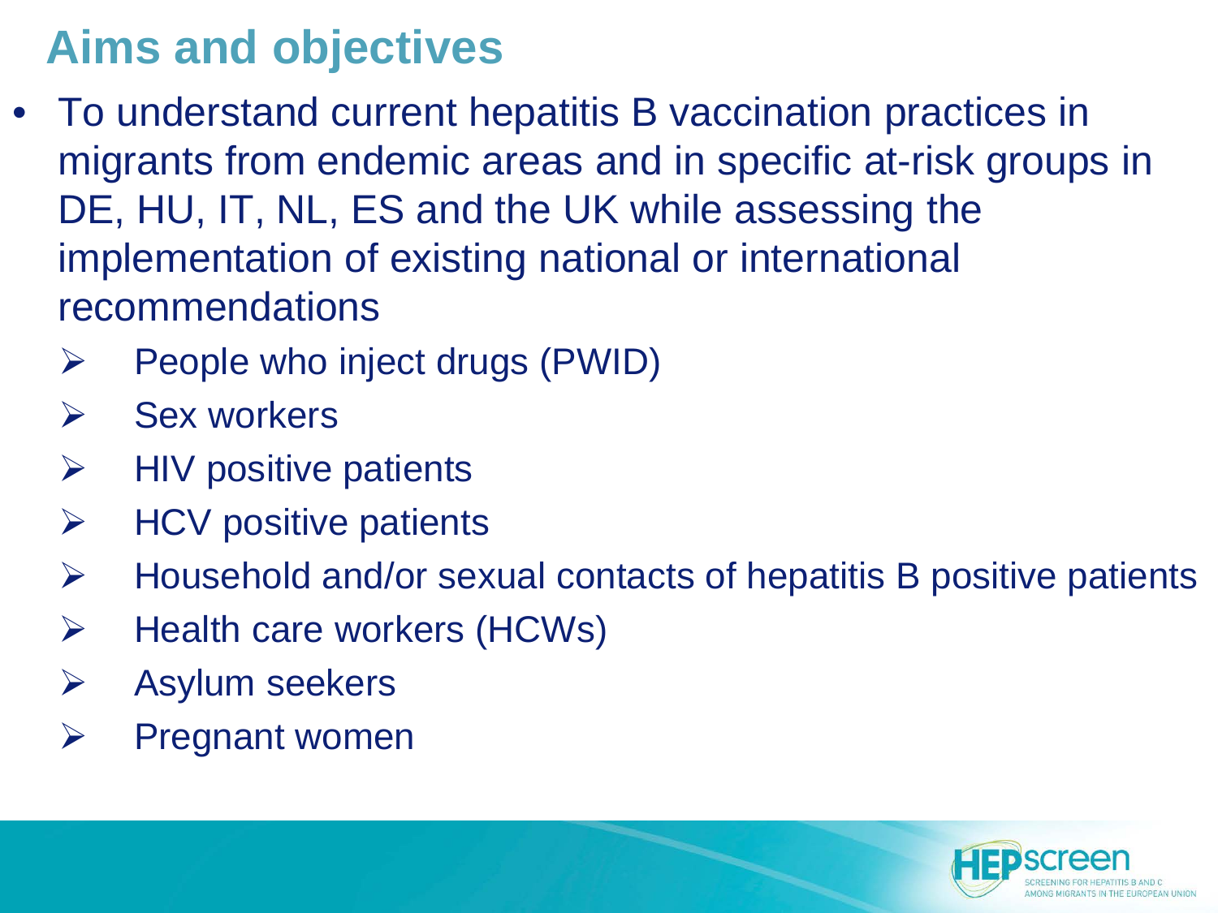# Aims and objectives

- To understand current hepatitis B vaccination practices in migrants from endemic areas and in specific at-risk groups in DE, HU, IT, NL, ES and the UK while assessing the implementation of existing national or international recommendations
  - People who inject drugs (PWID)
  - Sex workers
  - HIV positive patients
  - HCV positive patients
  - Household and/or sexual contacts of hepatitis B positive patients
  - Health care workers (HCWs)
  - Asylum seekers
  - Pregnant women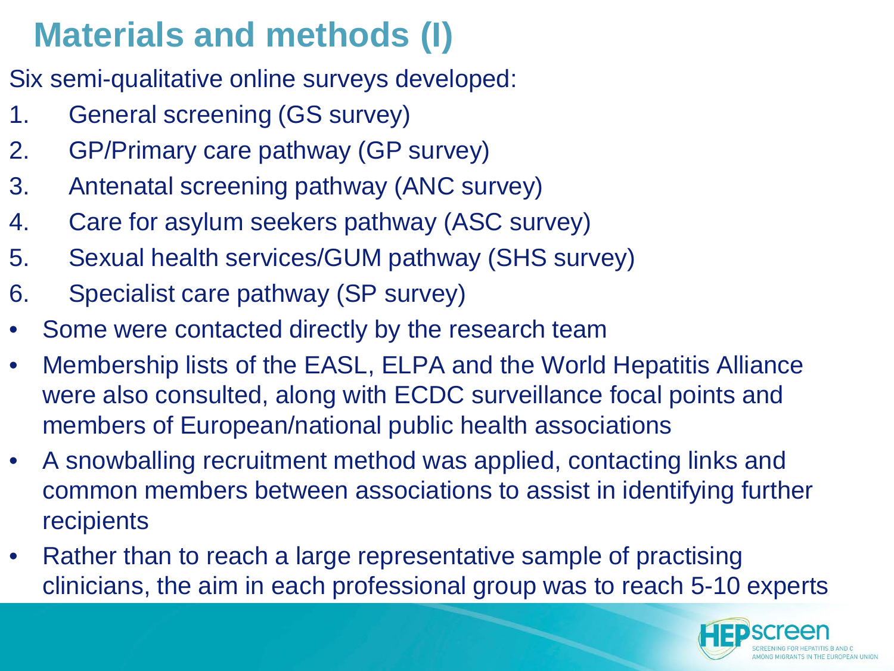# Materials and methods (I)

Six semi-qualitative online surveys developed:

1. General screening (GS survey)
2. GP/Primary care pathway (GP survey)
3. Antenatal screening pathway (ANC survey)
4. Care for asylum seekers pathway (ASC survey)
5. Sexual health services/GUM pathway (SHS survey)
6. Specialist care pathway (SP survey)

- Some were contacted directly by the research team
- Membership lists of the EASL, ELPA and the World Hepatitis Alliance were also consulted, along with ECDC surveillance focal points and members of European/national public health associations
- A snowballing recruitment method was applied, contacting links and common members between associations to assist in identifying further recipients
- Rather than to reach a large representative sample of practising clinicians, the aim in each professional group was to reach 5-10 experts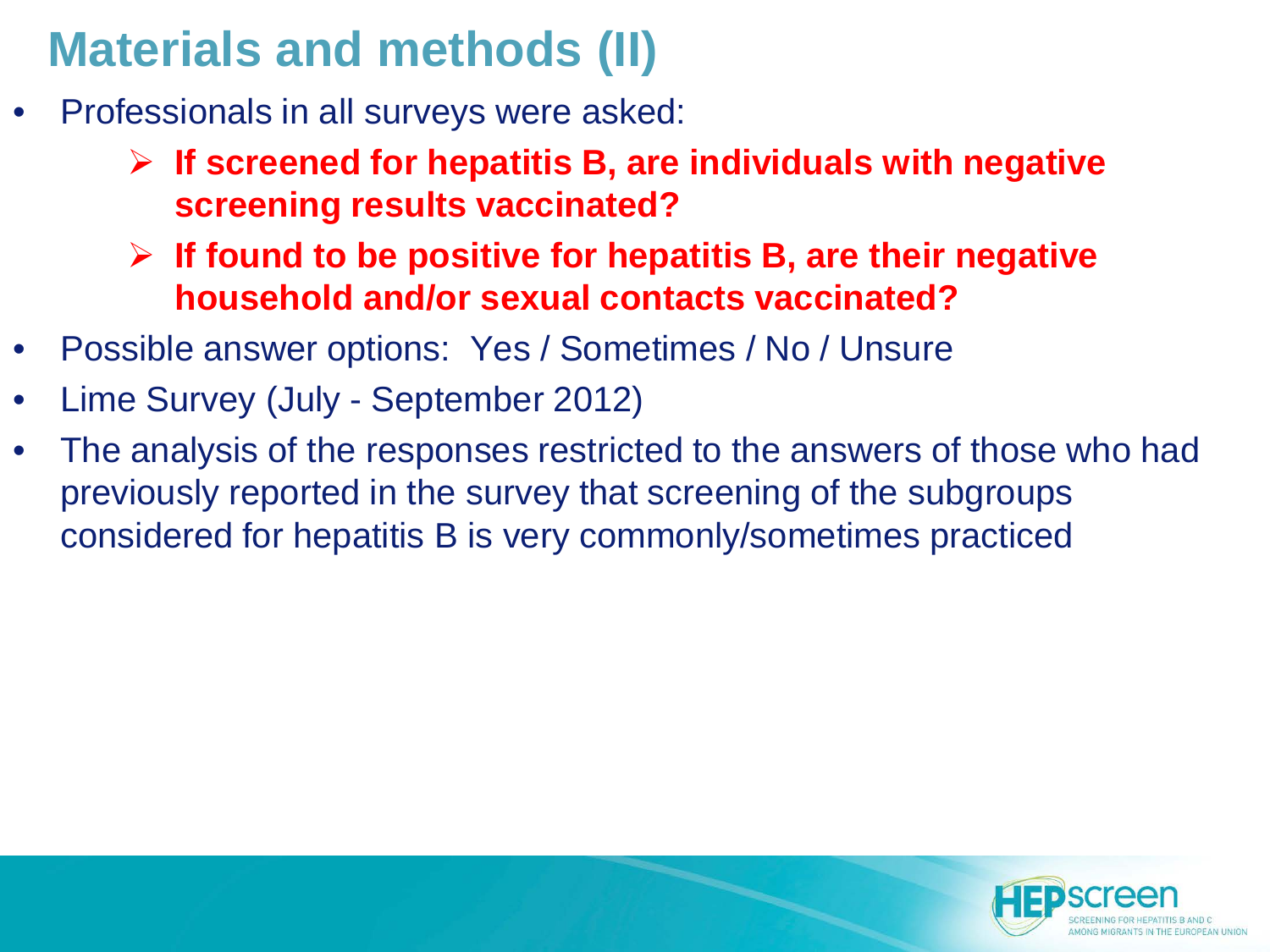# Materials and methods (II)

- Professionals in all surveys were asked:
  - **If screened for hepatitis B, are individuals with negative screening results vaccinated?**
  - **If found to be positive for hepatitis B, are their negative household and/or sexual contacts vaccinated?**
- Possible answer options: Yes / Sometimes / No / Unsure
- Lime Survey (July - September 2012)
- The analysis of the responses restricted to the answers of those who had previously reported in the survey that screening of the subgroups considered for hepatitis B is very commonly/sometimes practiced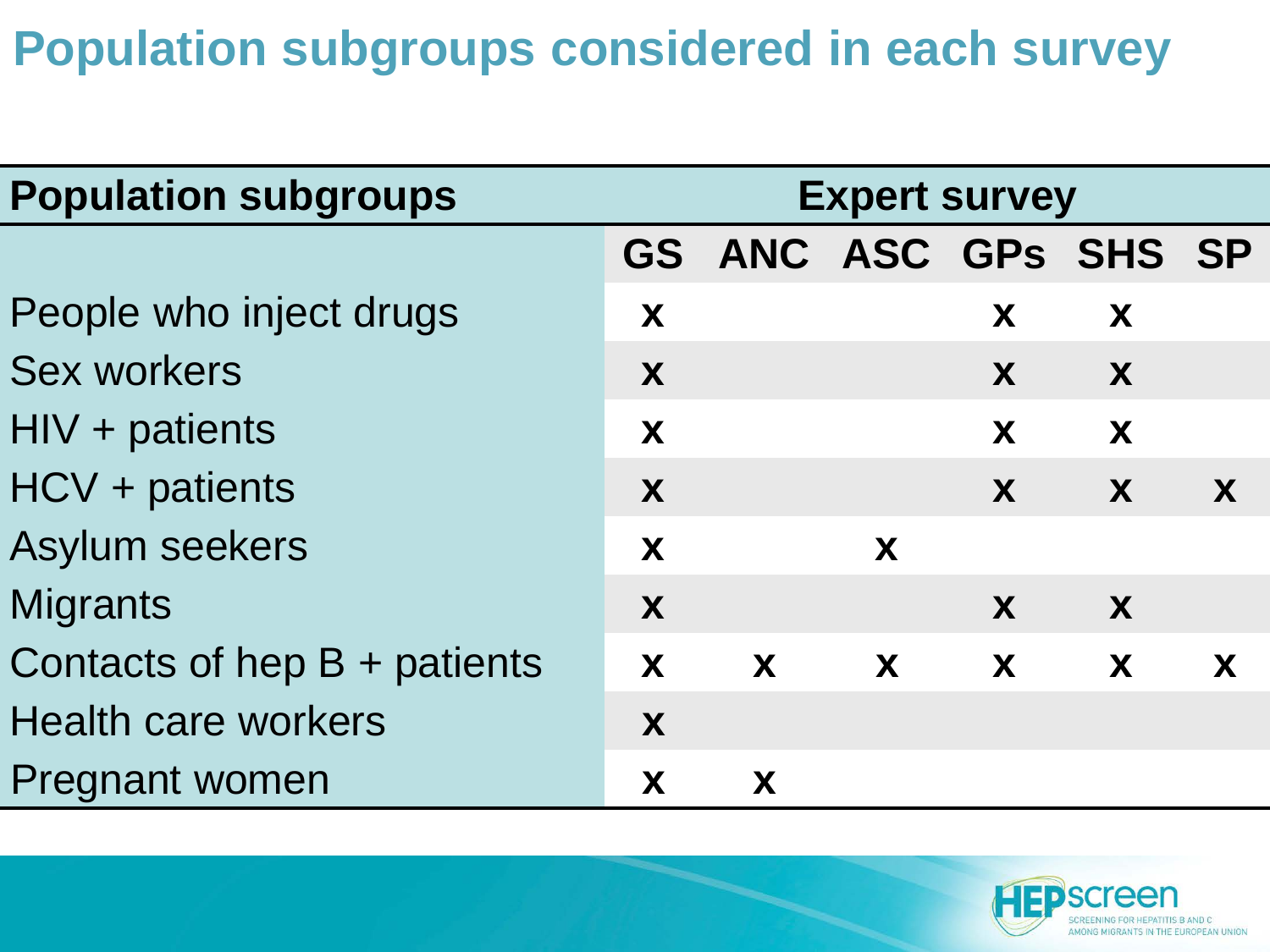# Population subgroups considered in each survey

| Population subgroups | Expert survey | | | | | |
|---|---|---|---|---|---|---|
| | GS | ANC | ASC | GPs | SHS | SP |
| People who inject drugs | x | | | x | x | |
| Sex workers | x | | | x | x | |
| HIV + patients | x | | | x | x | |
| HCV + patients | x | | | x | x | x |
| Asylum seekers | x | | x | | | |
| Migrants | x | | | x | x | |
| Contacts of hep B + patients | x | x | x | x | x | x |
| Health care workers | x | | | | | |
| Pregnant women | x | x | | | | |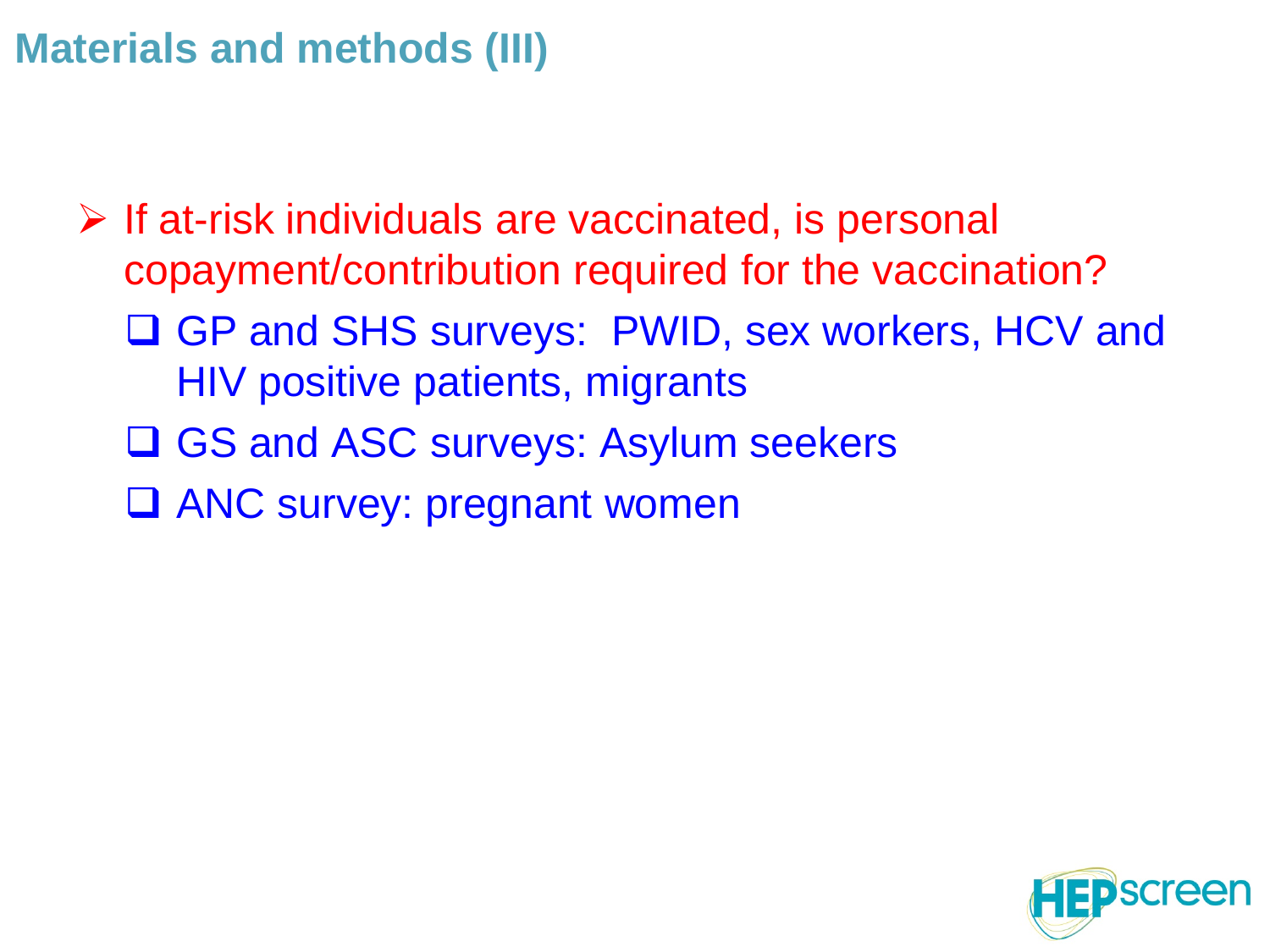# Materials and methods (III)

- If at-risk individuals are vaccinated, is personal copayment/contribution required for the vaccination?
  - GP and SHS surveys: PWID, sex workers, HCV and HIV positive patients, migrants
  - GS and ASC surveys: Asylum seekers
  - ANC survey: pregnant women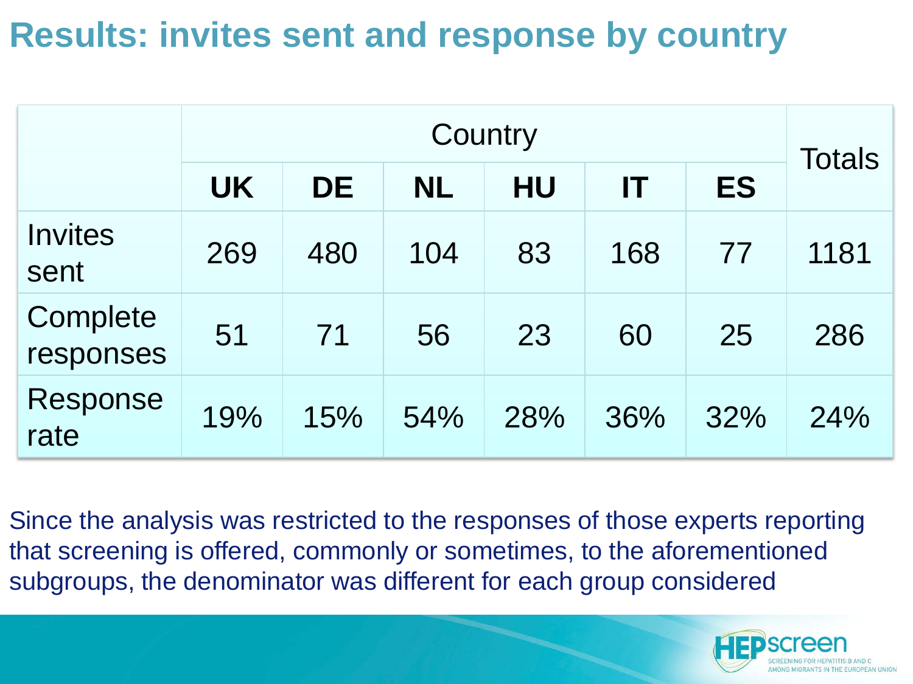# Results: invites sent and response by country

| | Country | | | | | | Totals |
|---|---|---|---|---|---|---|---|
| | **UK** | **DE** | **NL** | **HU** | **IT** | **ES** | |
| Invites sent | 269 | 480 | 104 | 83 | 168 | 77 | 1181 |
| Complete responses | 51 | 71 | 56 | 23 | 60 | 25 | 286 |
| Response rate | 19% | 15% | 54% | 28% | 36% | 32% | 24% |

Since the analysis was restricted to the responses of those experts reporting that screening is offered, commonly or sometimes, to the aforementioned subgroups, the denominator was different for each group considered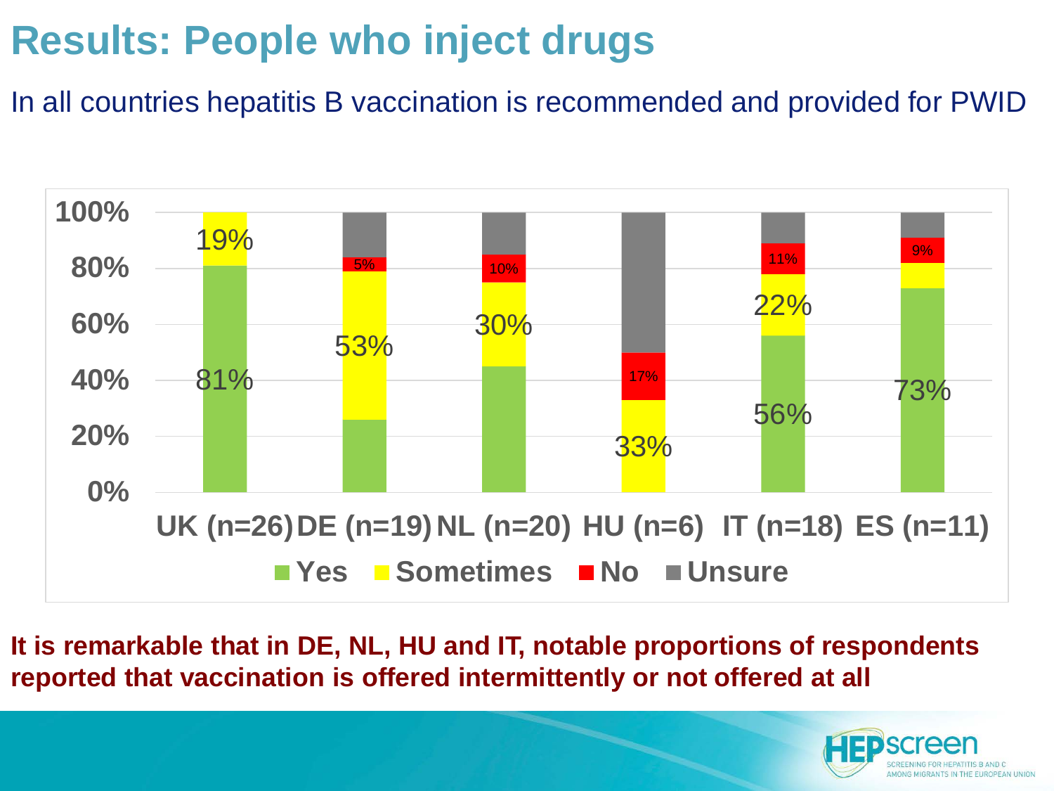# Results: People who inject drugs

In all countries hepatitis B vaccination is recommended and provided for PWID

| | UK (n=26) | DE (n=19) | NL (n=20) | HU (n=6) | IT (n=18) | ES (n=11) |
|---|---|---|---|---|---|---|
| Yes | 81% | | | | 56% | 73% |
| Sometimes | 19% | 53% | 30% | 33% | 22% | |
| No | | 5% | 10% | 17% | 11% | 9% |
| Unsure | | | | | | |

**It is remarkable that in DE, NL, HU and IT, notable proportions of respondents reported that vaccination is offered intermittently or not offered at all**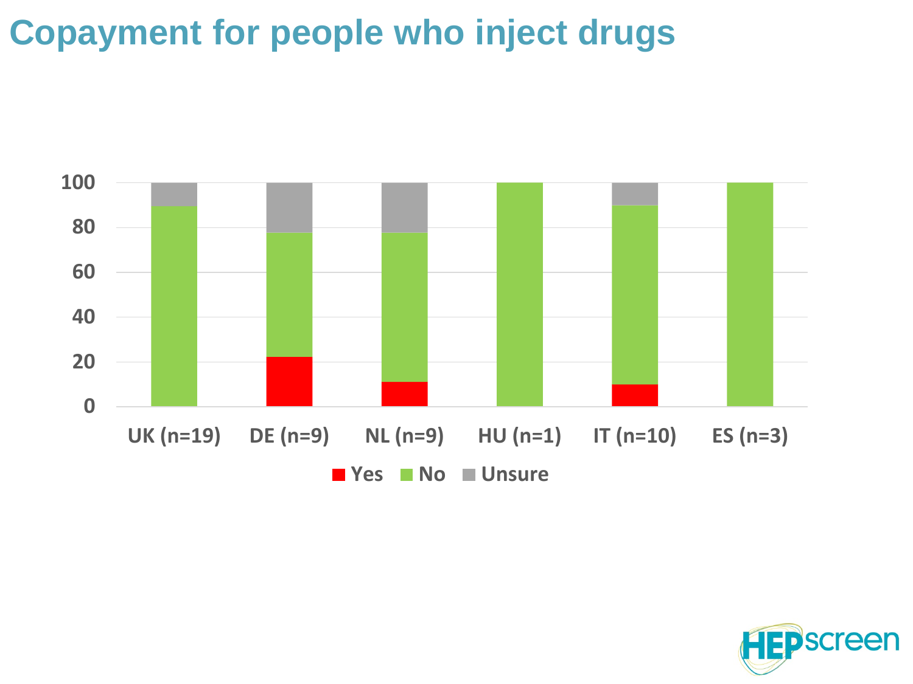# Copayment for people who inject drugs

100
80
60
40
20
0

UK (n=19) DE (n=9) NL (n=9) HU (n=1) IT (n=10) ES (n=3)

Yes No Unsure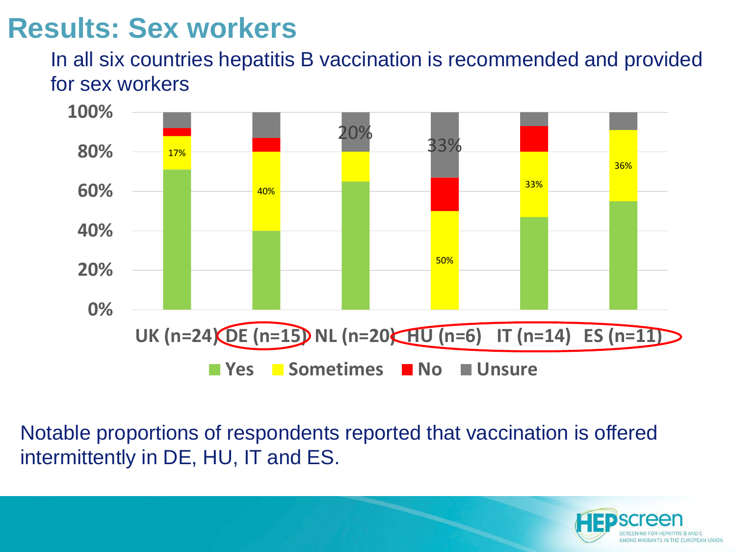# Results: Sex workers

In all six countries hepatitis B vaccination is recommended and provided for sex workers

100%
80%
60%
40%
20%
0%

17%
40%
20%
33%
50%
33%
36%

UK (n=24) DE (n=15) NL (n=20) HU (n=6) IT (n=14) ES (n=11)

Yes Sometimes No Unsure

Notable proportions of respondents reported that vaccination is offered intermittently in DE, HU, IT and ES.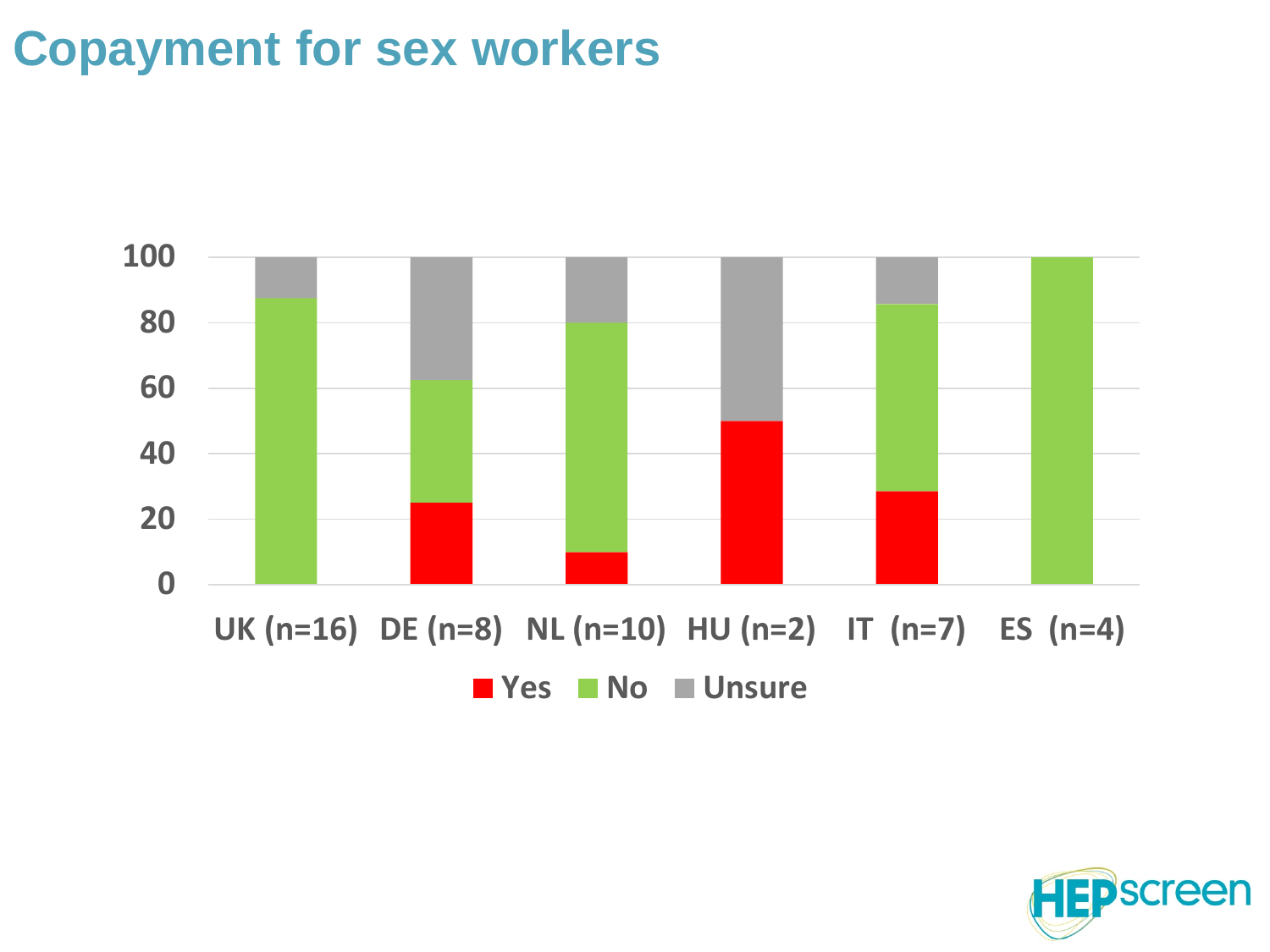# Copayment for sex workers

100
80
60
40
20
0

UK (n=16) DE (n=8) NL (n=10) HU (n=2) IT (n=7) ES (n=4)

Yes No Unsure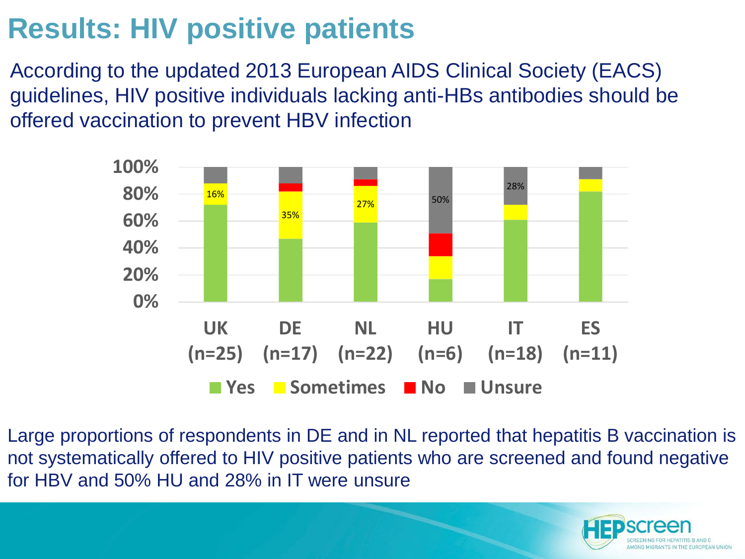# Results: HIV positive patients

According to the updated 2013 European AIDS Clinical Society (EACS) guidelines, HIV positive individuals lacking anti-HBs antibodies should be offered vaccination to prevent HBV infection

100%
80%
60%
40%
20%
0%

16% 35% 27% 50% 28%

UK (n=25) DE (n=17) NL (n=22) HU (n=6) IT (n=18) ES (n=11)

Yes Sometimes No Unsure

Large proportions of respondents in DE and in NL reported that hepatitis B vaccination is not systematically offered to HIV positive patients who are screened and found negative for HBV and 50% HU and 28% in IT were unsure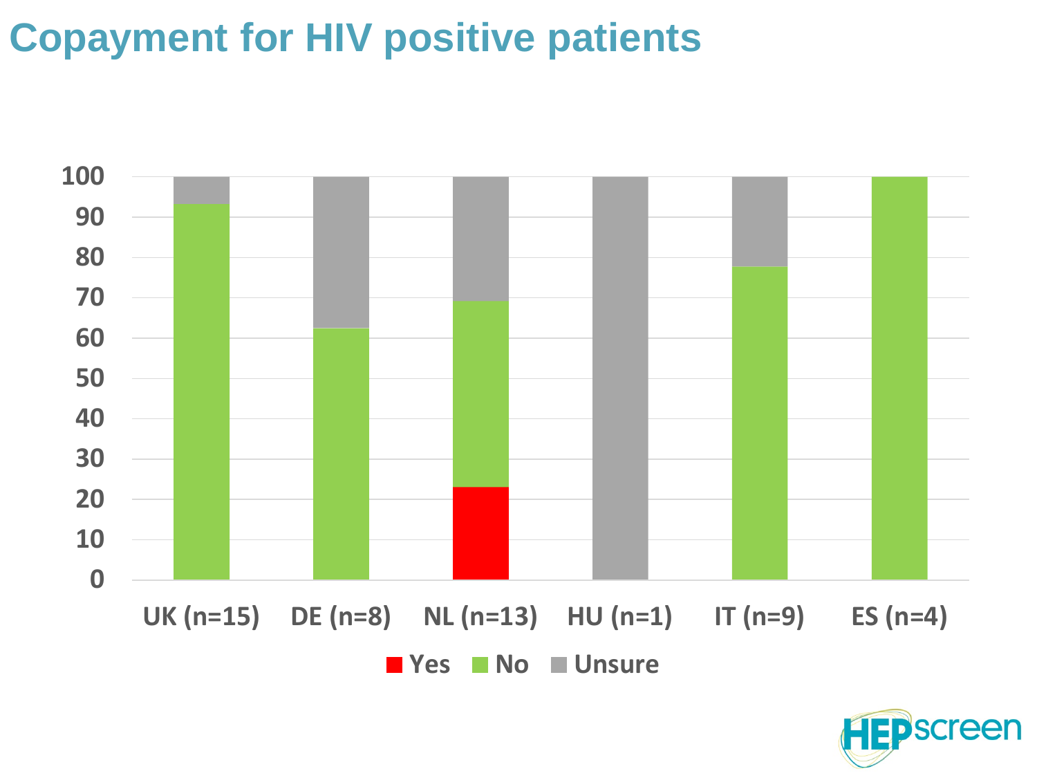# Copayment for HIV positive patients

100
90
80
70
60
50
40
30
20
10
0

UK (n=15) DE (n=8) NL (n=13) HU (n=1) IT (n=9) ES (n=4)

Yes No Unsure

HEPscreen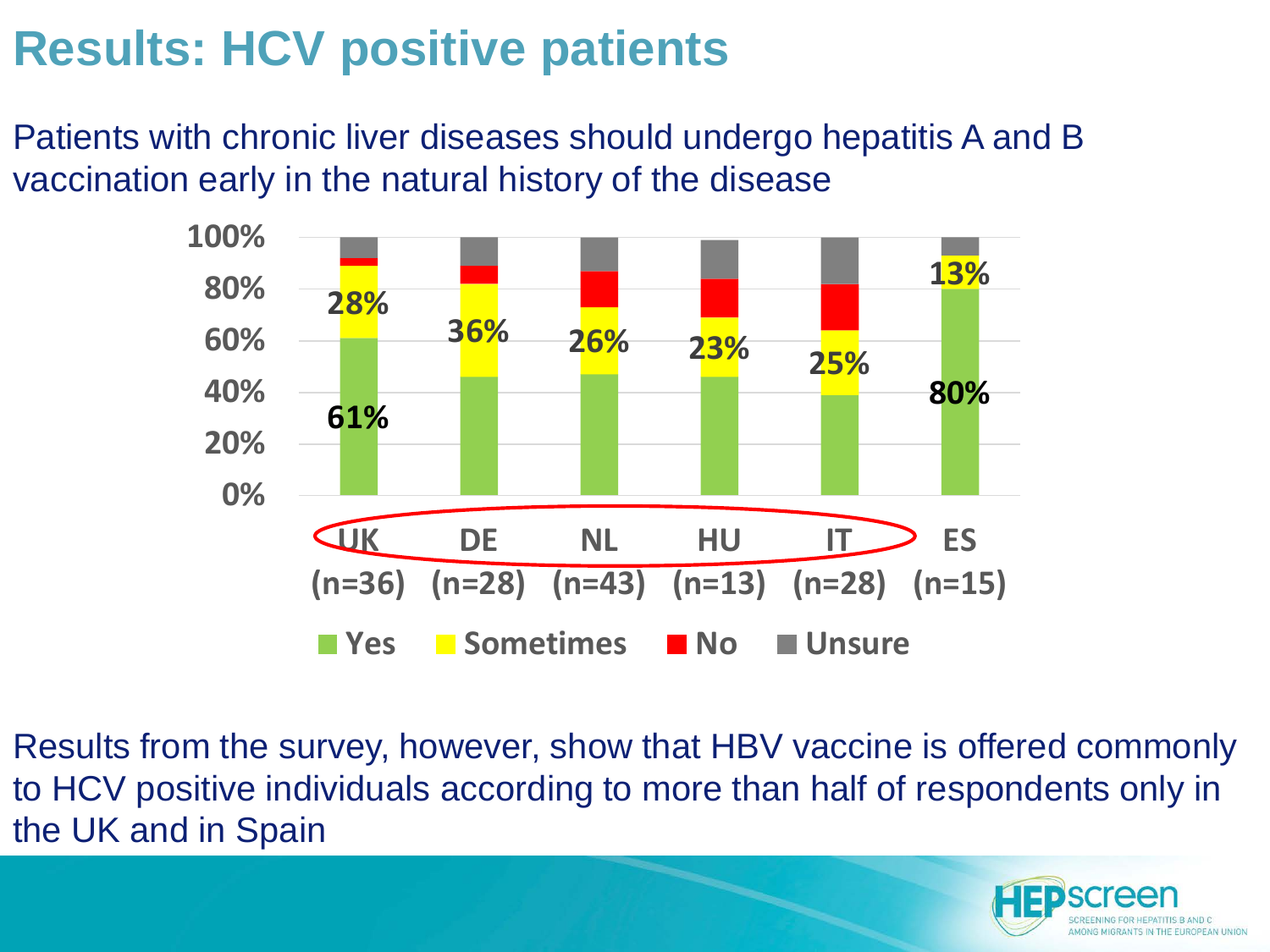# Results: HCV positive patients

Patients with chronic liver diseases should undergo hepatitis A and B vaccination early in the natural history of the disease

| | UK (n=36) | DE (n=28) | NL (n=43) | HU (n=13) | IT (n=28) | ES (n=15) |
|---|---|---|---|---|---|---|
| Yes | 61% | | | | | 80% |
| Sometimes | 28% | 36% | 26% | 23% | 25% | 13% |

Yes · Sometimes · No · Unsure

Results from the survey, however, show that HBV vaccine is offered commonly to HCV positive individuals according to more than half of respondents only in the UK and in Spain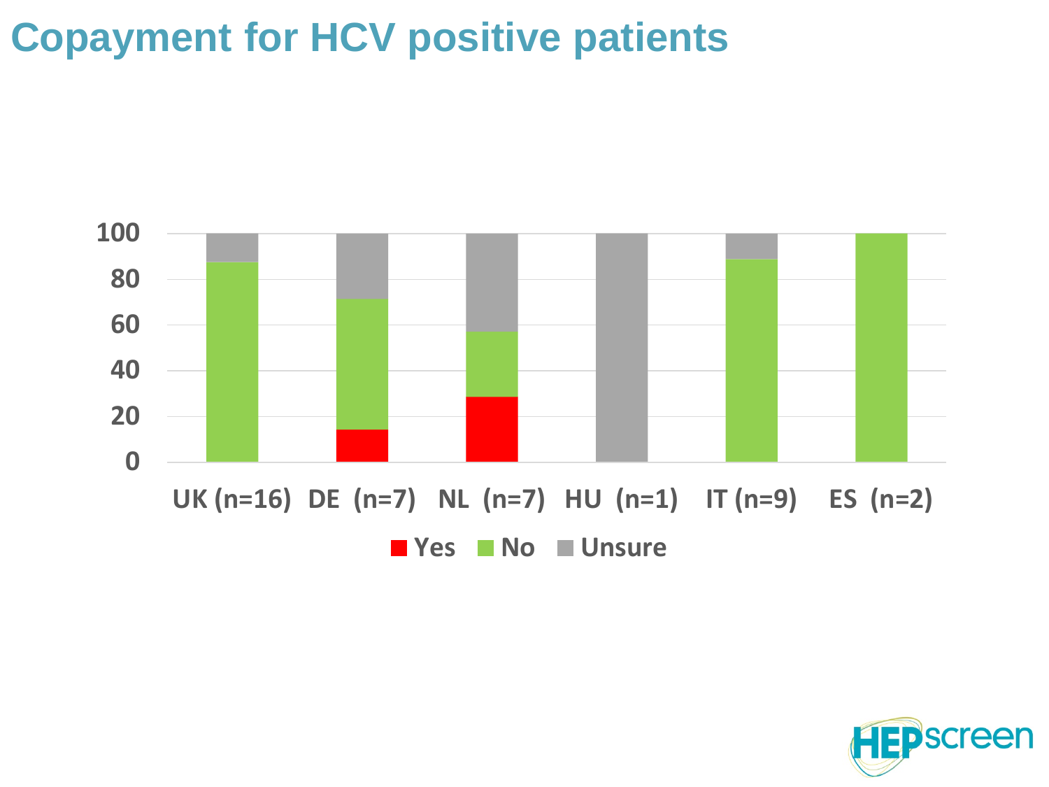# Copayment for HCV positive patients

100
80
60
40
20
0

UK (n=16) DE (n=7) NL (n=7) HU (n=1) IT (n=9) ES (n=2)

Yes No Unsure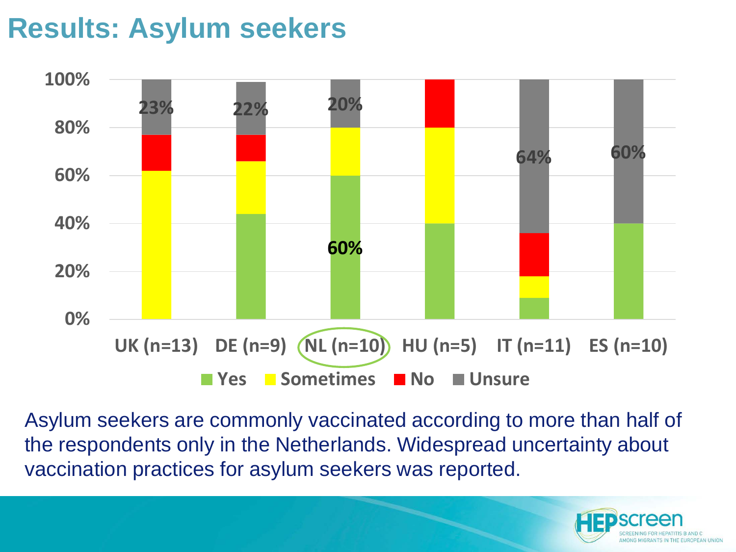# Results: Asylum seekers

| | UK (n=13) | DE (n=9) | NL (n=10) | HU (n=5) | IT (n=11) | ES (n=10) |
|---|---|---|---|---|---|---|
| Unsure | 23% | 22% | 20% | | 64% | 60% |
| Yes | | | 60% | | | |

Legend: Yes, Sometimes, No, Unsure

Asylum seekers are commonly vaccinated according to more than half of the respondents only in the Netherlands. Widespread uncertainty about vaccination practices for asylum seekers was reported.

HEPscreen
SCREENING FOR HEPATITIS B AND C AMONG MIGRANTS IN THE EUROPEAN UNION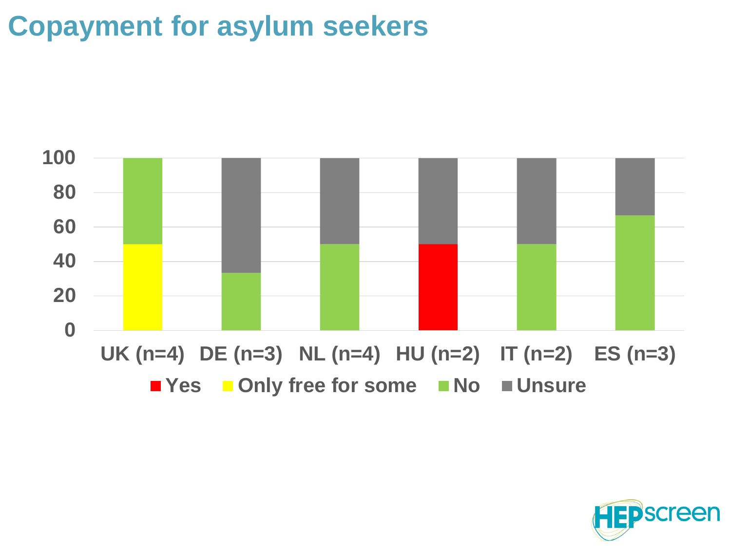# Copayment for asylum seekers

| | Yes | Only free for some | No | Unsure |
|---|---|---|---|---|
| UK (n=4) | | 50 | 50 | |
| DE (n=3) | | | 33 | 67 |
| NL (n=4) | | | 50 | 50 |
| HU (n=2) | 50 | | | 50 |
| IT (n=2) | | | 50 | 50 |
| ES (n=3) | | | 67 | 33 |

HEPscreen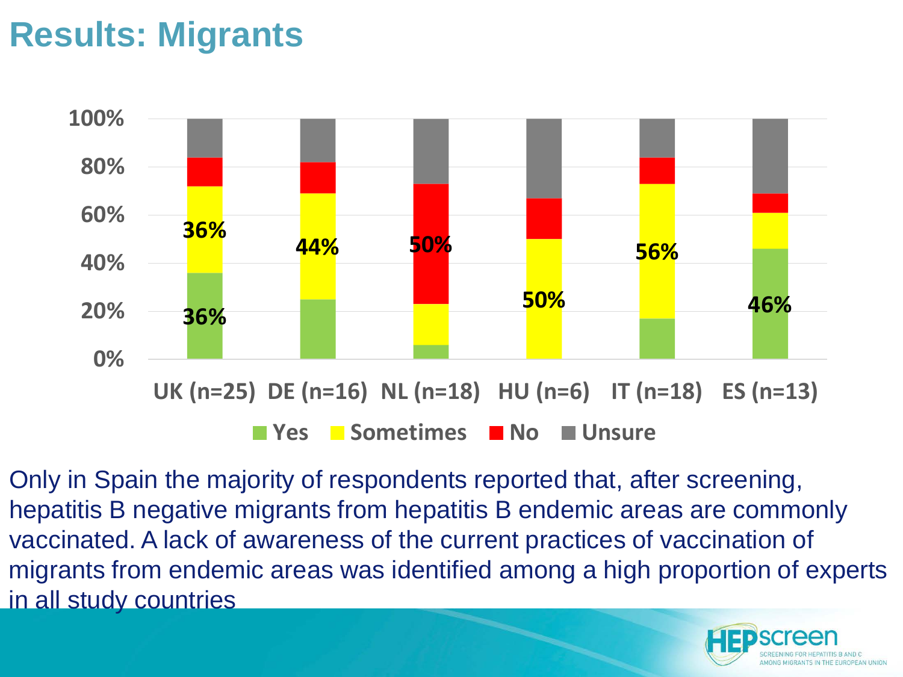# Results: Migrants

| | Yes | Sometimes | No | Unsure |
|---|---|---|---|---|
| UK (n=25) | 36% | 36% | | |
| DE (n=16) | | 44% | | |
| NL (n=18) | | | 50% | |
| HU (n=6) | | 50% | | |
| IT (n=18) | | 56% | | |
| ES (n=13) | 46% | | | |

Only in Spain the majority of respondents reported that, after screening, hepatitis B negative migrants from hepatitis B endemic areas are commonly vaccinated. A lack of awareness of the current practices of vaccination of migrants from endemic areas was identified among a high proportion of experts in all study countries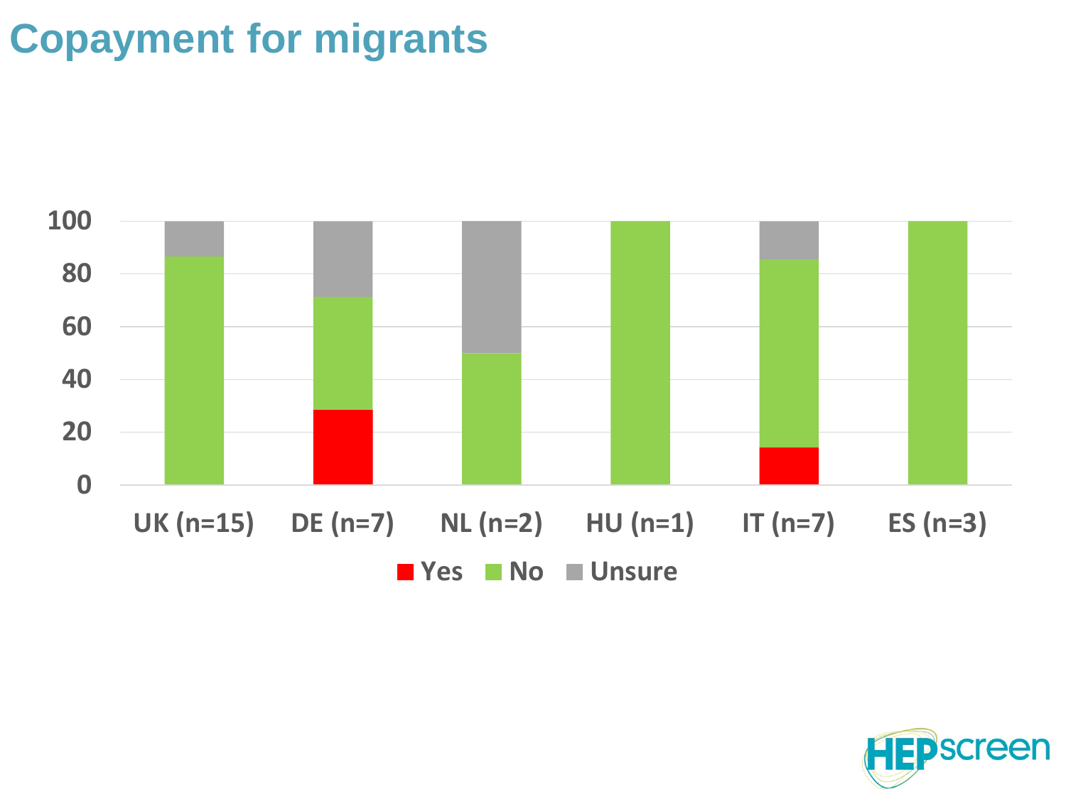# Copayment for migrants

100
80
60
40
20
0

UK (n=15) DE (n=7) NL (n=2) HU (n=1) IT (n=7) ES (n=3)

Yes No Unsure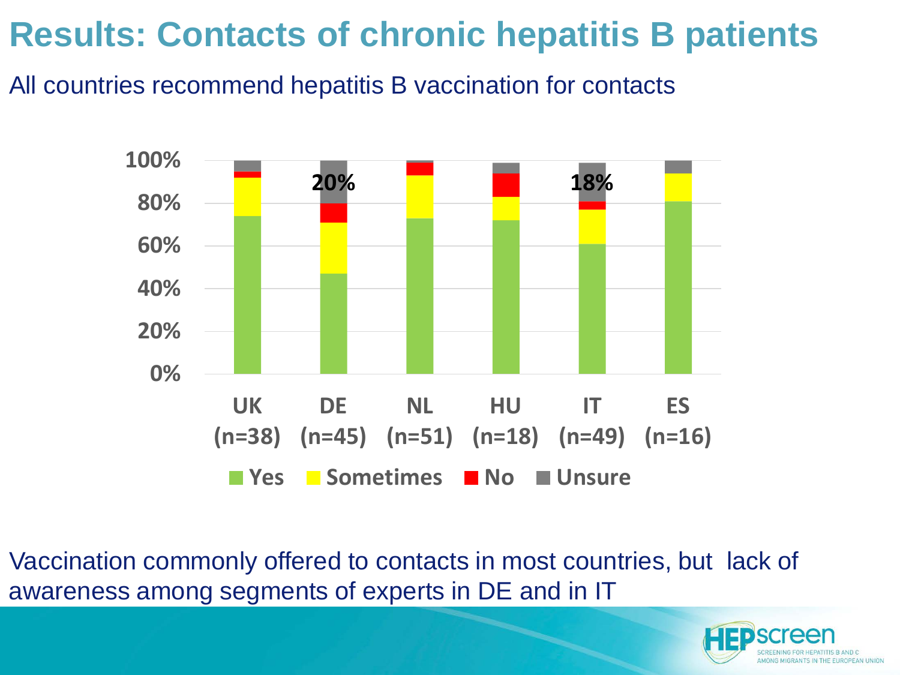# Results: Contacts of chronic hepatitis B patients

All countries recommend hepatitis B vaccination for contacts

100%
80%
60%
40%
20%
0%

20%

18%

UK (n=38) | DE (n=45) | NL (n=51) | HU (n=18) | IT (n=49) | ES (n=16)

Yes | Sometimes | No | Unsure

Vaccination commonly offered to contacts in most countries, but lack of awareness among segments of experts in DE and in IT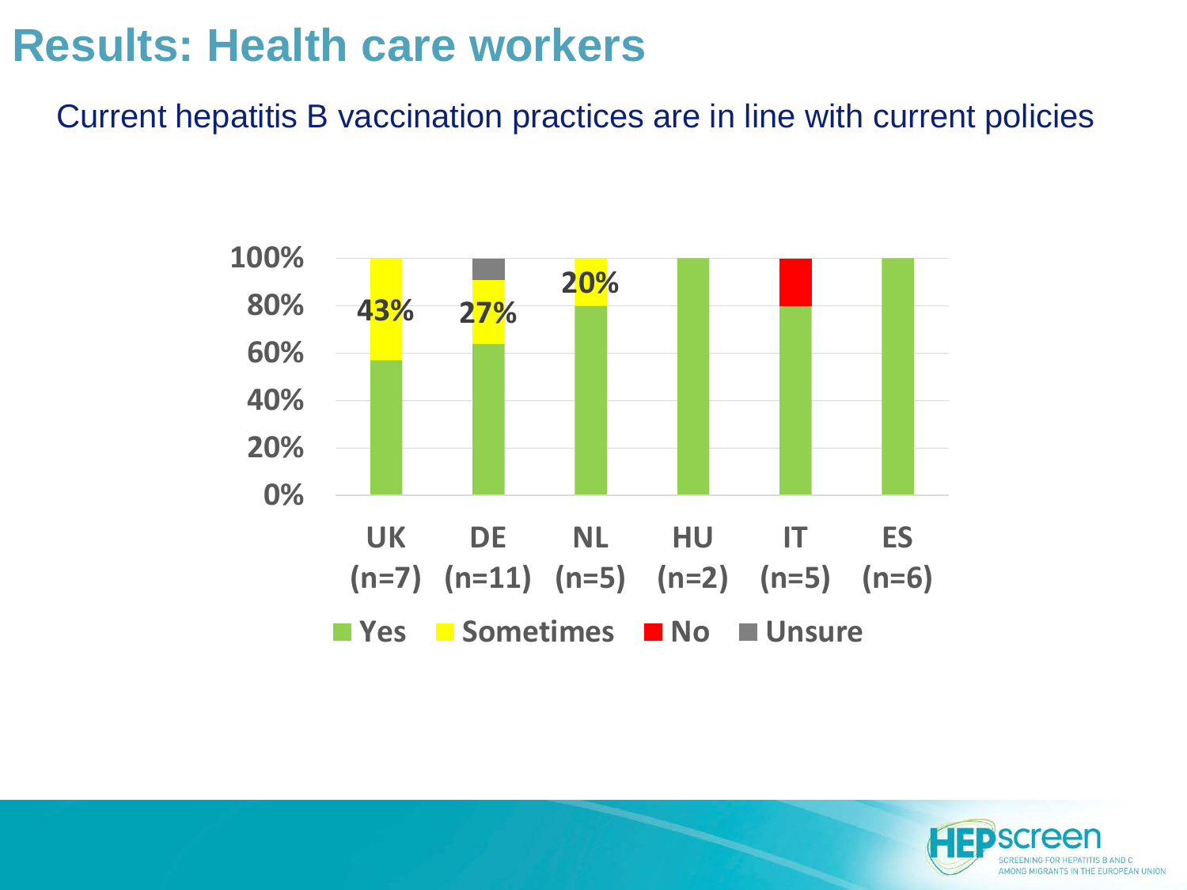# Results: Health care workers

Current hepatitis B vaccination practices are in line with current policies

100%
80%
60%
40%
20%
0%

43%
27%
20%

UK (n=7)
DE (n=11)
NL (n=5)
HU (n=2)
IT (n=5)
ES (n=6)

Yes Sometimes No Unsure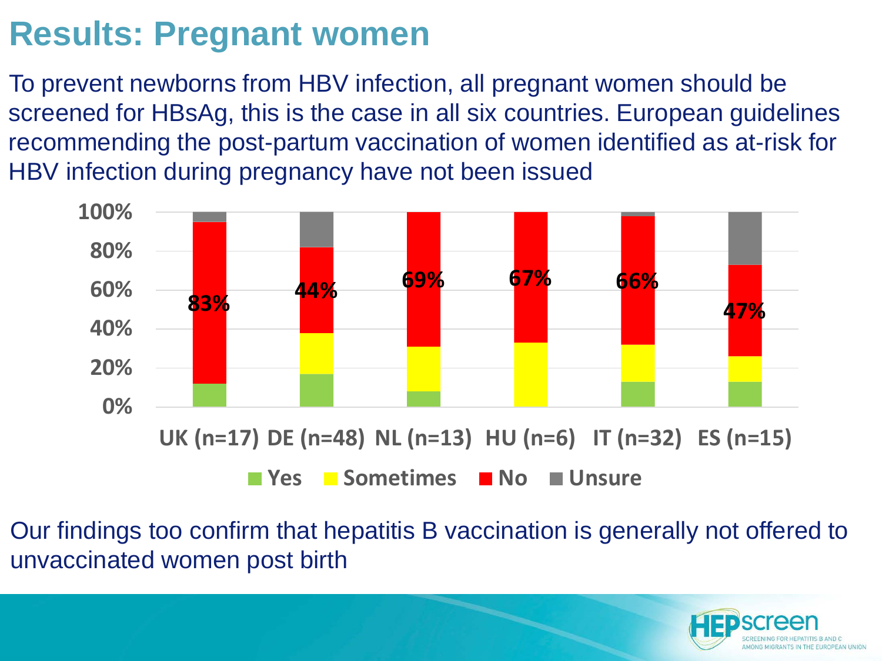# Results: Pregnant women

To prevent newborns from HBV infection, all pregnant women should be screened for HBsAg, this is the case in all six countries. European guidelines recommending the post-partum vaccination of women identified as at-risk for HBV infection during pregnancy have not been issued

| | UK (n=17) | DE (n=48) | NL (n=13) | HU (n=6) | IT (n=32) | ES (n=15) |
|---|---|---|---|---|---|---|
| No | 83% | 44% | 69% | 67% | 66% | 47% |

Yes | Sometimes | No | Unsure

Our findings too confirm that hepatitis B vaccination is generally not offered to unvaccinated women post birth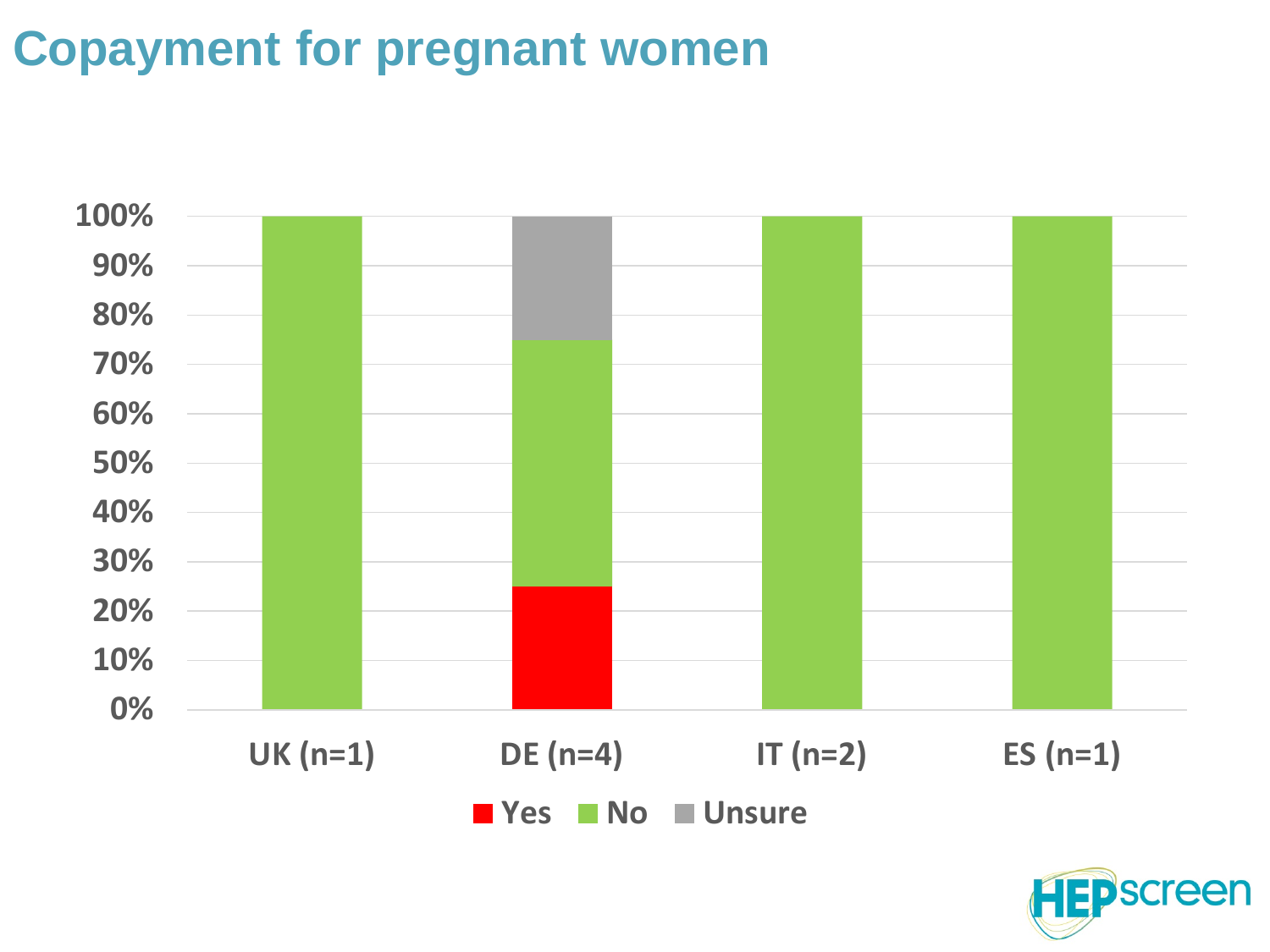# Copayment for pregnant women

100%
90%
80%
70%
60%
50%
40%
30%
20%
10%
0%

UK (n=1) DE (n=4) IT (n=2) ES (n=1)

Yes No Unsure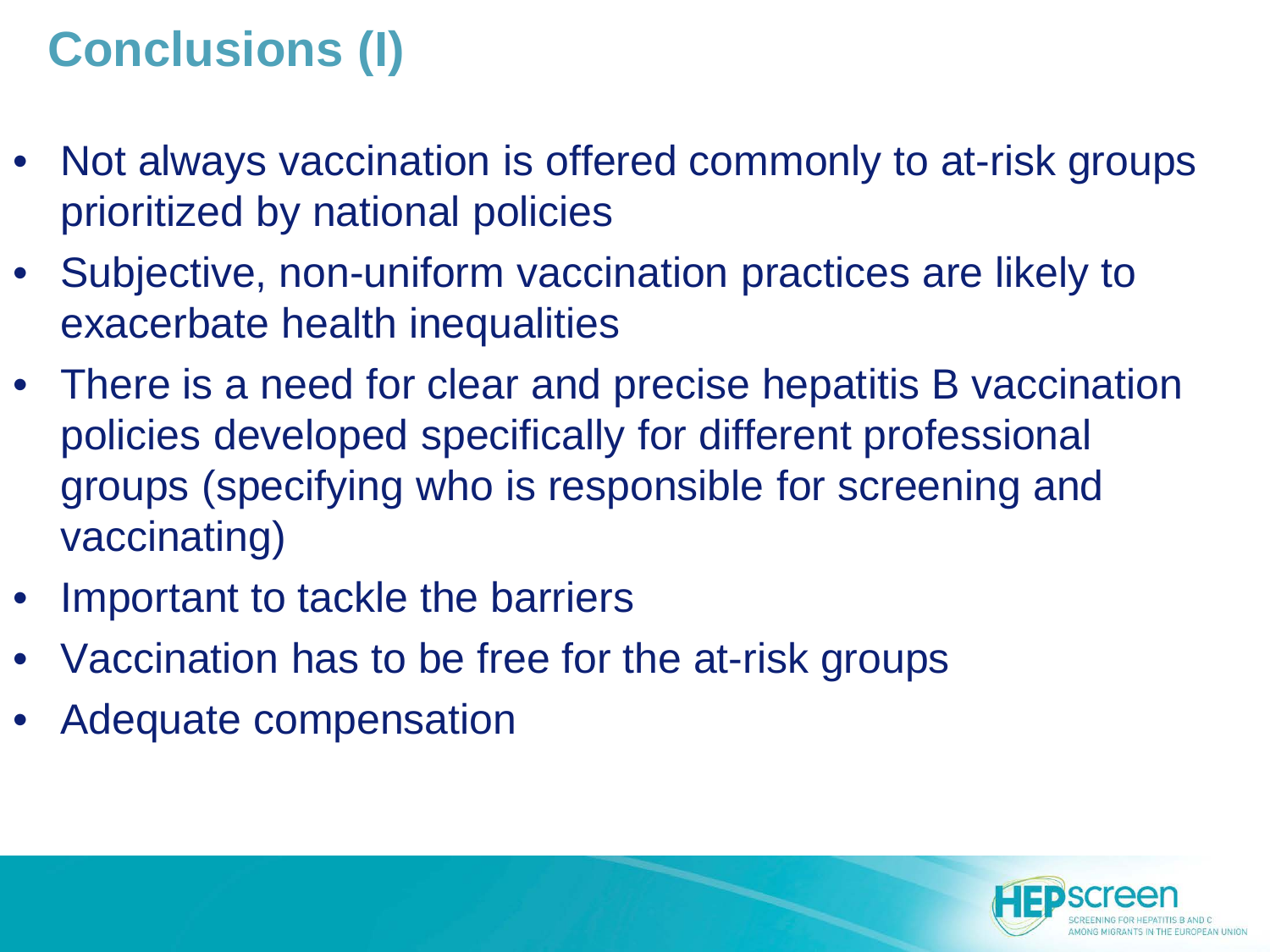# Conclusions (I)

- Not always vaccination is offered commonly to at-risk groups prioritized by national policies
- Subjective, non-uniform vaccination practices are likely to exacerbate health inequalities
- There is a need for clear and precise hepatitis B vaccination policies developed specifically for different professional groups (specifying who is responsible for screening and vaccinating)
- Important to tackle the barriers
- Vaccination has to be free for the at-risk groups
- Adequate compensation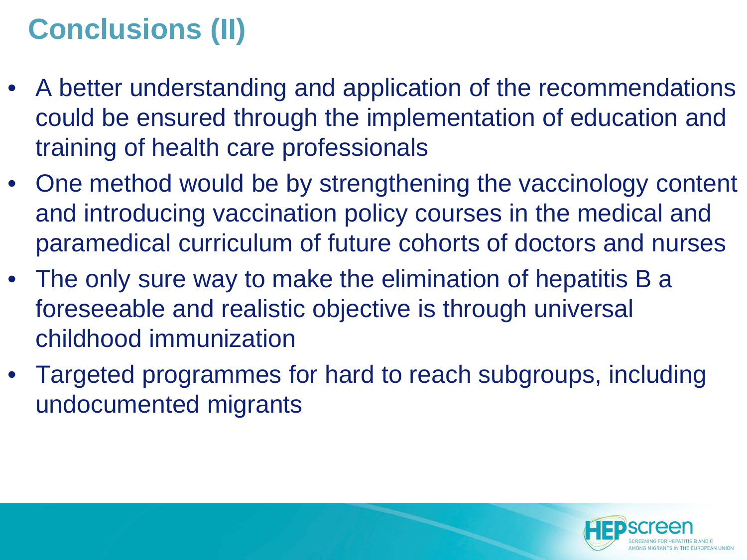# Conclusions (II)

- A better understanding and application of the recommendations could be ensured through the implementation of education and training of health care professionals
- One method would be by strengthening the vaccinology content and introducing vaccination policy courses in the medical and paramedical curriculum of future cohorts of doctors and nurses
- The only sure way to make the elimination of hepatitis B a foreseeable and realistic objective is through universal childhood immunization
- Targeted programmes for hard to reach subgroups, including undocumented migrants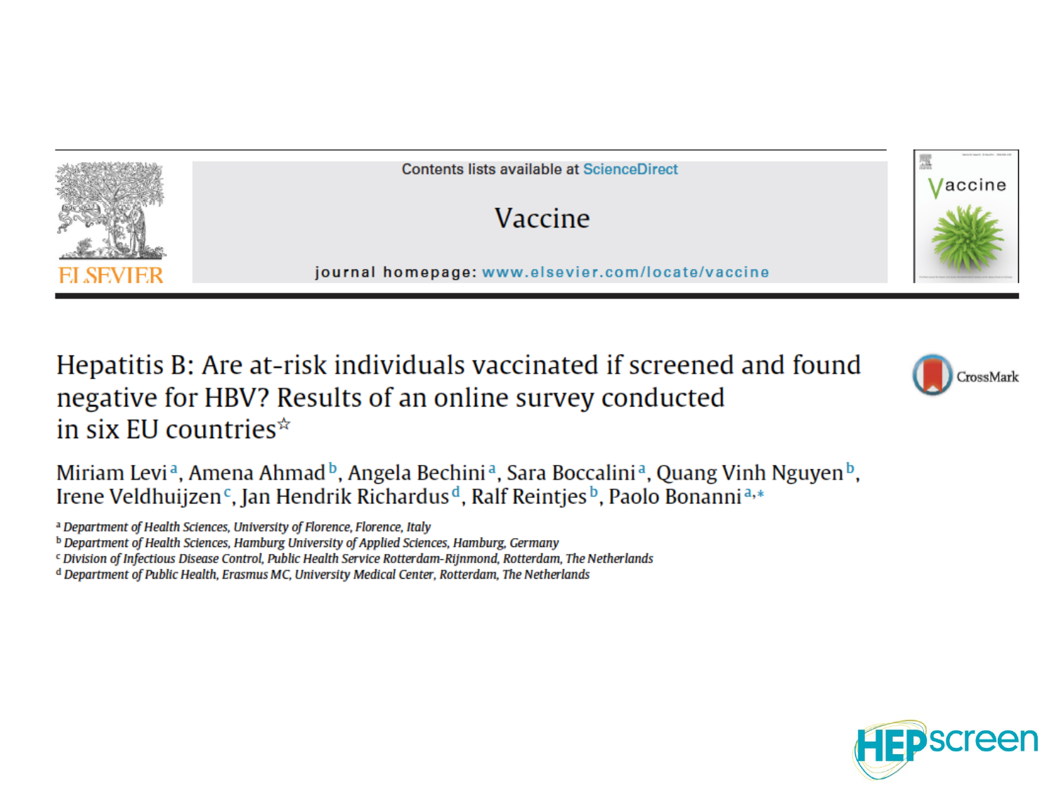Contents lists available at ScienceDirect

Vaccine

journal homepage: www.elsevier.com/locate/vaccine

# Hepatitis B: Are at-risk individuals vaccinated if screened and found negative for HBV? Results of an online survey conducted in six EU countries☆

Miriam Levi[a], Amena Ahmad[b], Angela Bechini[a], Sara Boccalini[a], Quang Vinh Nguyen[b], Irene Veldhuijzen[c], Jan Hendrik Richardus[d], Ralf Reintjes[b], Paolo Bonanni[a,*]

[a] *Department of Health Sciences, University of Florence, Florence, Italy*
[b] *Department of Health Sciences, Hamburg University of Applied Sciences, Hamburg, Germany*
[c] *Division of Infectious Disease Control, Public Health Service Rotterdam-Rijnmond, Rotterdam, The Netherlands*
[d] *Department of Public Health, Erasmus MC, University Medical Center, Rotterdam, The Netherlands*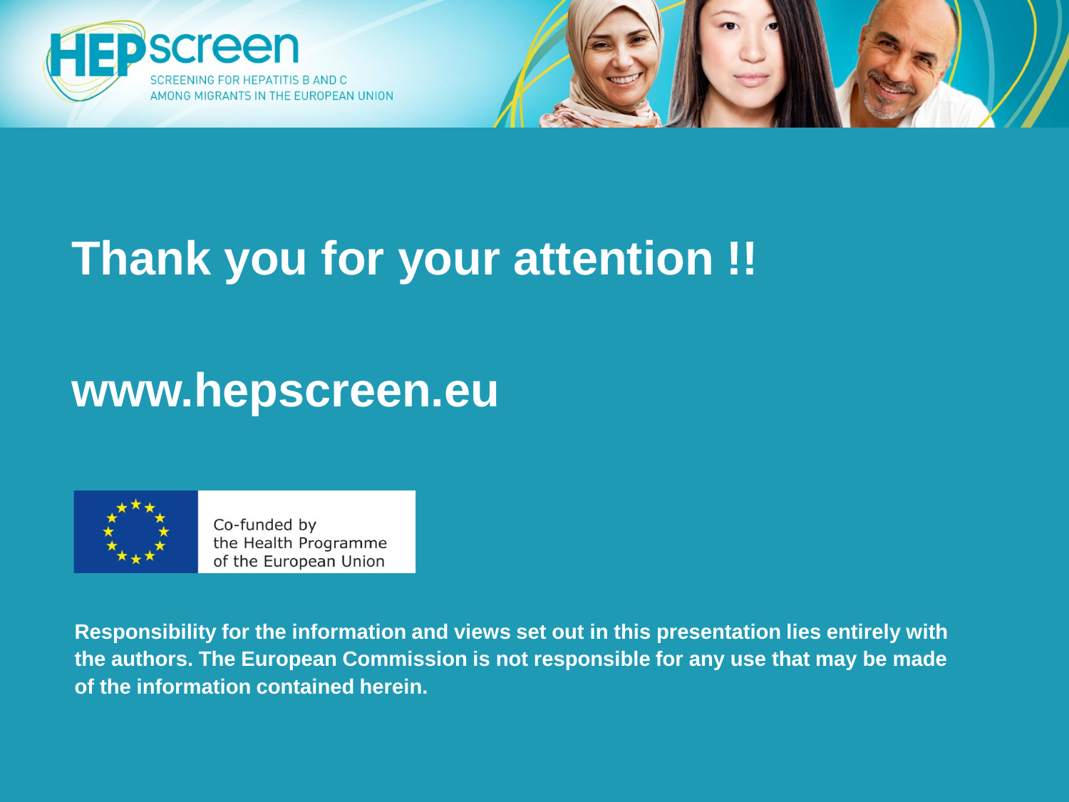HEPscreen

SCREENING FOR HEPATITIS B AND C AMONG MIGRANTS IN THE EUROPEAN UNION

# Thank you for your attention !!

# www.hepscreen.eu

Co-funded by
the Health Programme
of the European Union

**Responsibility for the information and views set out in this presentation lies entirely with the authors. The European Commission is not responsible for any use that may be made of the information contained herein.**